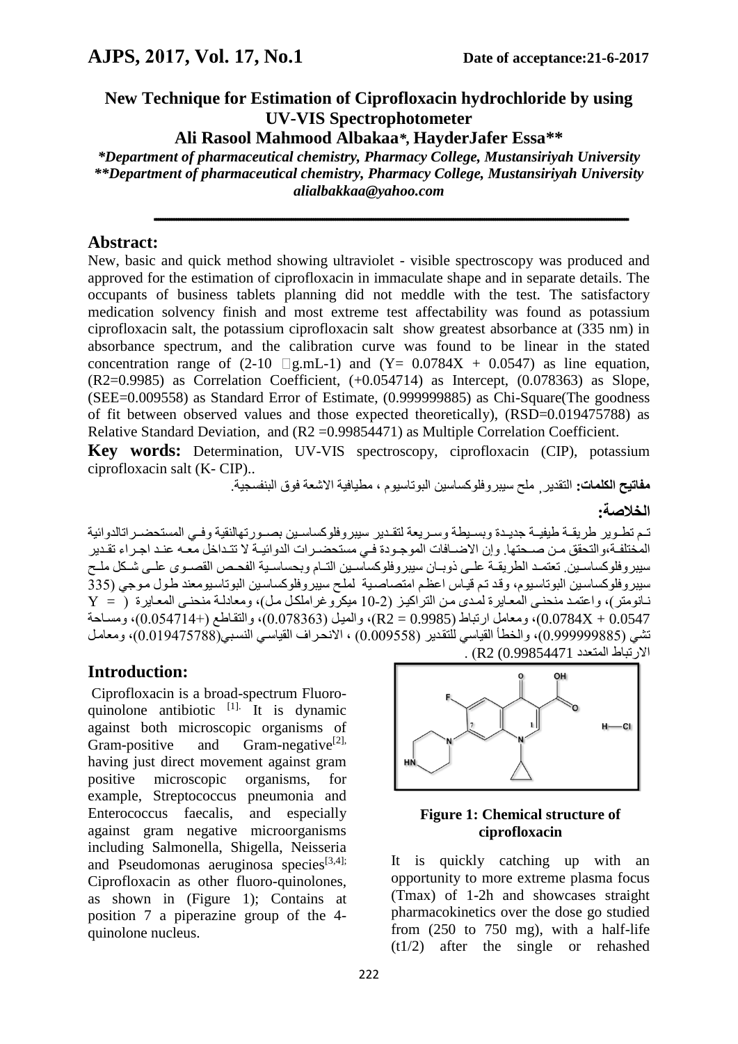# New Technique for Estimation of Ciprofloxacin hydrochloride by using UV-VIS Spectrophotometer

**Ali Rasool Mahmood Albakaa*, HayderJafer Essa****

*\*Department of pharmaceutical chemistry, Pharmacy College, Mustansiriyah University*
*\*\*Department of pharmaceutical chemistry, Pharmacy College, Mustansiriyah University*
*alialbakkaa@yahoo.com*

## Abstract:

New, basic and quick method showing ultraviolet - visible spectroscopy was produced and approved for the estimation of ciprofloxacin in immaculate shape and in separate details. The occupants of business tablets planning did not meddle with the test. The satisfactory medication solvency finish and most extreme test affectability was found as potassium ciprofloxacin salt, the potassium ciprofloxacin salt show greatest absorbance at (335 nm) in absorbance spectrum, and the calibration curve was found to be linear in the stated concentration range of (2-10 g.mL-1) and (Y= 0.0784X + 0.0547) as line equation, (R2=0.9985) as Correlation Coefficient, (+0.054714) as Intercept, (0.078363) as Slope, (SEE=0.009558) as Standard Error of Estimate, (0.999999885) as Chi-Square(The goodness of fit between observed values and those expected theoretically), (RSD=0.019475788) as Relative Standard Deviation, and (R2 =0.99854471) as Multiple Correlation Coefficient.

**Key words:** Determination, UV-VIS spectroscopy, ciprofloxacin (CIP), potassium ciprofloxacin salt (K- CIP)..

**مفاتيح الكلمات:** التقدير, ملح سيبروفلوكساسين البوتاسيوم ، مطيافية الاشعة فوق البنفسجية.

## الخلاصة:

تـم تطـوير طريقـة طيفيـة جديـدة وبسـيطة وسـريعة لتقـدير سيبروفلوكساسـين بصـورتهاالنقية وفـي المستحضـراتالدوائية المختلفـة،والتحقق مـن صـحتها. وإن الاضـافات الموجـودة فـي مستحضـرات الدوائيـة لا تتـداخل معـه عنـد اجـراء تقـدير سيبروفلوكساسـين. تعتمـد الطريقـة علـى ذوبـان سيبروفلوكساسـين التـام وبحساسـية الفحـص القصـوى علـى شـكل ملـح سيبروفلوكساسين البوتاسيوم، وقد تم قياس اعظم امتصاصية لملح سيبروفلوكساسين البوتاسيومعند طول موجي (335 نـانومتر)، واعتمـد منحنـى المعـايرة لمدى مـن التراكيـز (2-10 ميكروغراملكل مـل)، ومعادلـة منحنـى المعـايرة ( Y = 0.0784X + 0.0547)، ومعامل ارتباط (R2 = 0.9985)، والميل (0.078363)، والتقاطع (+0.054714)، ومسـاحة تشي (0.999999885)، والخطأ القياسي للتقدير (0.009558) ، الانحـراف القياسـي النسبي(0.019475788)، ومعامل الارتباط المتعدد R2 (0.99854471) .

## Introduction:

Ciprofloxacin is a broad-spectrum Fluoro-quinolone antibiotic [1]. It is dynamic against both microscopic organisms of Gram-positive and Gram-negative[2], having just direct movement against gram positive microscopic organisms, for example, Streptococcus pneumonia and Enterococcus faecalis, and especially against gram negative microorganisms including Salmonella, Shigella, Neisseria and Pseudomonas aeruginosa species[3,4]; Ciprofloxacin as other fluoro-quinolones, as shown in (Figure 1); Contains at position 7 a piperazine group of the 4-quinolone nucleus.

**Figure 1: Chemical structure of ciprofloxacin**

It is quickly catching up with an opportunity to more extreme plasma focus (Tmax) of 1-2h and showcases straight pharmacokinetics over the dose go studied from (250 to 750 mg), with a half-life (t1/2) after the single or rehashed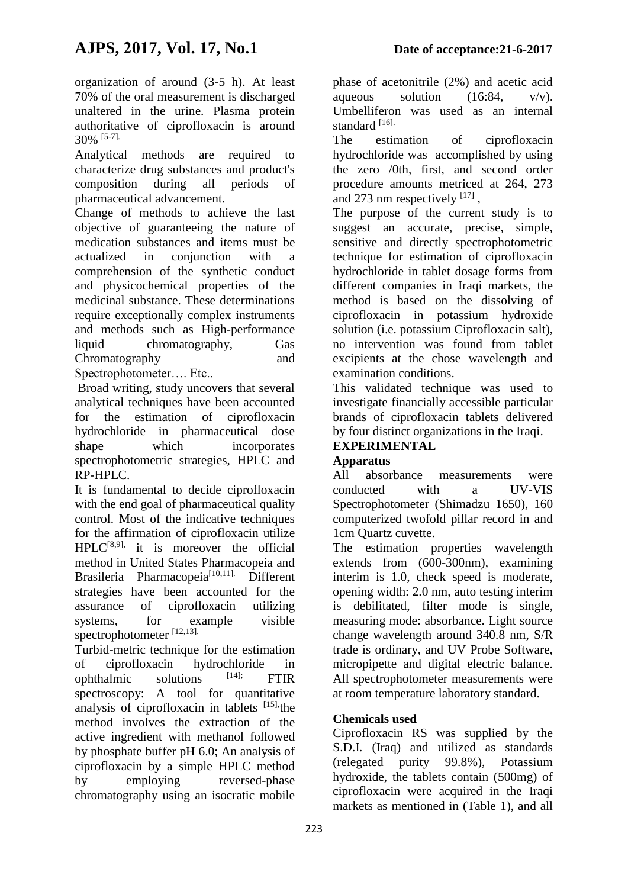organization of around (3-5 h). At least 70% of the oral measurement is discharged unaltered in the urine. Plasma protein authoritative of ciprofloxacin is around 30% [5-7].

Analytical methods are required to characterize drug substances and product's composition during all periods of pharmaceutical advancement.

Change of methods to achieve the last objective of guaranteeing the nature of medication substances and items must be actualized in conjunction with a comprehension of the synthetic conduct and physicochemical properties of the medicinal substance. These determinations require exceptionally complex instruments and methods such as High-performance liquid chromatography, Gas Chromatography and Spectrophotometer…. Etc..

Broad writing, study uncovers that several analytical techniques have been accounted for the estimation of ciprofloxacin hydrochloride in pharmaceutical dose shape which incorporates spectrophotometric strategies, HPLC and RP-HPLC.

It is fundamental to decide ciprofloxacin with the end goal of pharmaceutical quality control. Most of the indicative techniques for the affirmation of ciprofloxacin utilize HPLC[8,9], it is moreover the official method in United States Pharmacopeia and Brasileria Pharmacopeia[10,11]. Different strategies have been accounted for the assurance of ciprofloxacin utilizing systems, for example visible spectrophotometer [12,13].

Turbid-metric technique for the estimation of ciprofloxacin hydrochloride in ophthalmic solutions [14]; FTIR spectroscopy: A tool for quantitative analysis of ciprofloxacin in tablets [15], the method involves the extraction of the active ingredient with methanol followed by phosphate buffer pH 6.0; An analysis of ciprofloxacin by a simple HPLC method by employing reversed-phase chromatography using an isocratic mobile phase of acetonitrile (2%) and acetic acid aqueous solution (16:84, v/v). Umbelliferon was used as an internal standard [16].

The estimation of ciprofloxacin hydrochloride was accomplished by using the zero /0th, first, and second order procedure amounts metriced at 264, 273 and 273 nm respectively [17] ,

The purpose of the current study is to suggest an accurate, precise, simple, sensitive and directly spectrophotometric technique for estimation of ciprofloxacin hydrochloride in tablet dosage forms from different companies in Iraqi markets, the method is based on the dissolving of ciprofloxacin in potassium hydroxide solution (i.e. potassium Ciprofloxacin salt), no intervention was found from tablet excipients at the chose wavelength and examination conditions.

This validated technique was used to investigate financially accessible particular brands of ciprofloxacin tablets delivered by four distinct organizations in the Iraqi.

## EXPERIMENTAL

### Apparatus

All absorbance measurements were conducted with a UV-VIS Spectrophotometer (Shimadzu 1650), 160 computerized twofold pillar record in and 1cm Quartz cuvette.

The estimation properties wavelength extends from (600-300nm), examining interim is 1.0, check speed is moderate, opening width: 2.0 nm, auto testing interim is debilitated, filter mode is single, measuring mode: absorbance. Light source change wavelength around 340.8 nm, S/R trade is ordinary, and UV Probe Software, micropipette and digital electric balance. All spectrophotometer measurements were at room temperature laboratory standard.

### Chemicals used

Ciprofloxacin RS was supplied by the S.D.I. (Iraq) and utilized as standards (relegated purity 99.8%), Potassium hydroxide, the tablets contain (500mg) of ciprofloxacin were acquired in the Iraqi markets as mentioned in (Table 1), and all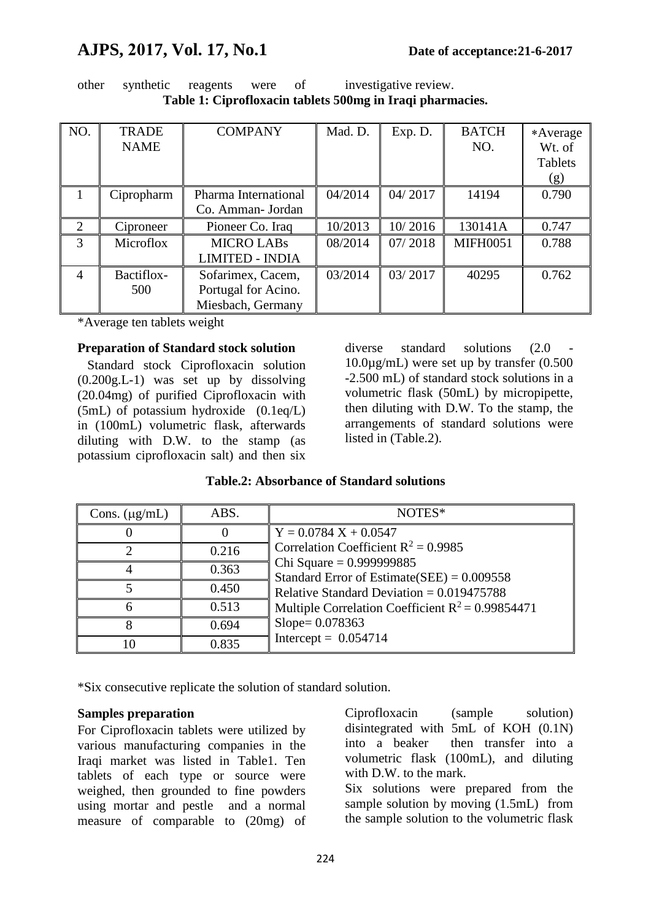other synthetic reagents were of investigative review.

**Table 1: Ciprofloxacin tablets 500mg in Iraqi pharmacies.**

| NO. | TRADE NAME | COMPANY | Mad. D. | Exp. D. | BATCH NO. | *Average Wt. of Tablets (g) |
|---|---|---|---|---|---|---|
| 1 | Cipropharm | Pharma International Co. Amman- Jordan | 04/2014 | 04/ 2017 | 14194 | 0.790 |
| 2 | Ciproneer | Pioneer Co. Iraq | 10/2013 | 10/ 2016 | 130141A | 0.747 |
| 3 | Microflox | MICRO LABs LIMITED - INDIA | 08/2014 | 07/ 2018 | MIFH0051 | 0.788 |
| 4 | Bactiflox-500 | Sofarimex, Cacem, Portugal for Acino. Miesbach, Germany | 03/2014 | 03/ 2017 | 40295 | 0.762 |

*Average ten tablets weight

### Preparation of Standard stock solution

Standard stock Ciprofloxacin solution (0.200g.L-1) was set up by dissolving (20.04mg) of purified Ciprofloxacin with (5mL) of potassium hydroxide (0.1eq/L) in (100mL) volumetric flask, afterwards diluting with D.W. to the stamp (as potassium ciprofloxacin salt) and then six diverse standard solutions (2.0 - 10.0µg/mL) were set up by transfer (0.500 -2.500 mL) of standard stock solutions in a volumetric flask (50mL) by micropipette, then diluting with D.W. To the stamp, the arrangements of standard solutions were listed in (Table.2).

**Table.2: Absorbance of Standard solutions**

| Cons. (µg/mL) | ABS. | NOTES* |
|---|---|---|
| 0 | 0 | $Y = 0.0784\ X + 0.0547$ |
| 2 | 0.216 | Correlation Coefficient $R^2 = 0.9985$ |
| 4 | 0.363 | Chi Square = 0.999999885 |
| 5 | 0.450 | Standard Error of Estimate(SEE) = 0.009558 Relative Standard Deviation = 0.019475788 |
| 6 | 0.513 | Multiple Correlation Coefficient $R^2 = 0.99854471$ |
| 8 | 0.694 | Slope= 0.078363 |
| 10 | 0.835 | Intercept = 0.054714 |

*Six consecutive replicate the solution of standard solution.

### Samples preparation

For Ciprofloxacin tablets were utilized by various manufacturing companies in the Iraqi market was listed in Table1. Ten tablets of each type or source were weighed, then grounded to fine powders using mortar and pestle and a normal measure of comparable to (20mg) of Ciprofloxacin (sample solution) disintegrated with 5mL of KOH (0.1N) into a beaker then transfer into a volumetric flask (100mL), and diluting with D.W. to the mark.

Six solutions were prepared from the sample solution by moving (1.5mL) from the sample solution to the volumetric flask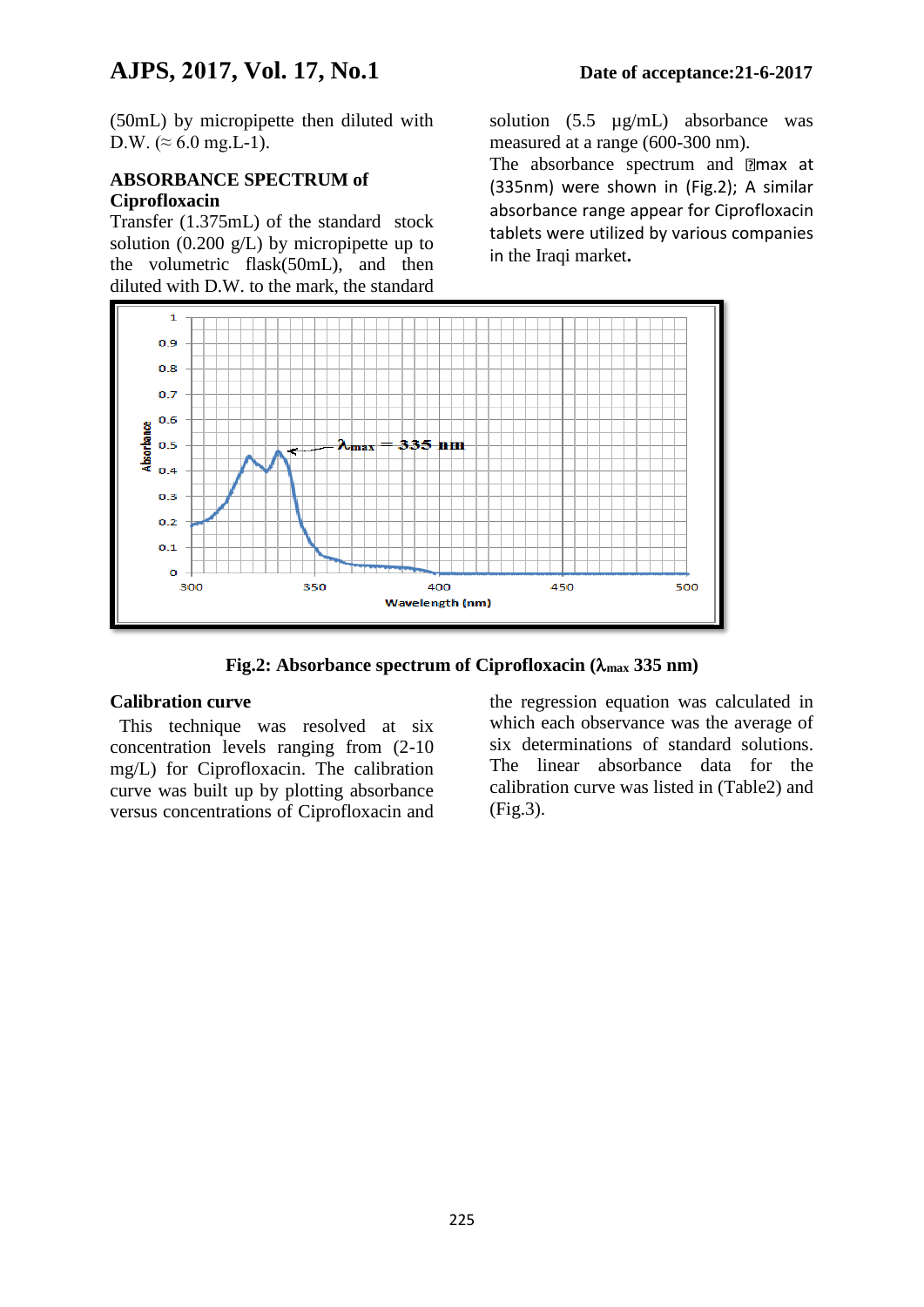(50mL) by micropipette then diluted with D.W. (≈ 6.0 mg.L-1).

**ABSORBANCE SPECTRUM of Ciprofloxacin**

Transfer (1.375mL) of the standard stock solution (0.200 g/L) by micropipette up to the volumetric flask(50mL), and then diluted with D.W. to the mark, the standard solution (5.5 µg/mL) absorbance was measured at a range (600-300 nm).

The absorbance spectrum and λmax at (335nm) were shown in (Fig.2); A similar absorbance range appear for Ciprofloxacin tablets were utilized by various companies in the Iraqi market.

**Fig.2: Absorbance spectrum of Ciprofloxacin ($\lambda_{max}$ 335 nm)**

**Calibration curve**

This technique was resolved at six concentration levels ranging from (2-10 mg/L) for Ciprofloxacin. The calibration curve was built up by plotting absorbance versus concentrations of Ciprofloxacin and the regression equation was calculated in which each observance was the average of six determinations of standard solutions. The linear absorbance data for the calibration curve was listed in (Table2) and (Fig.3).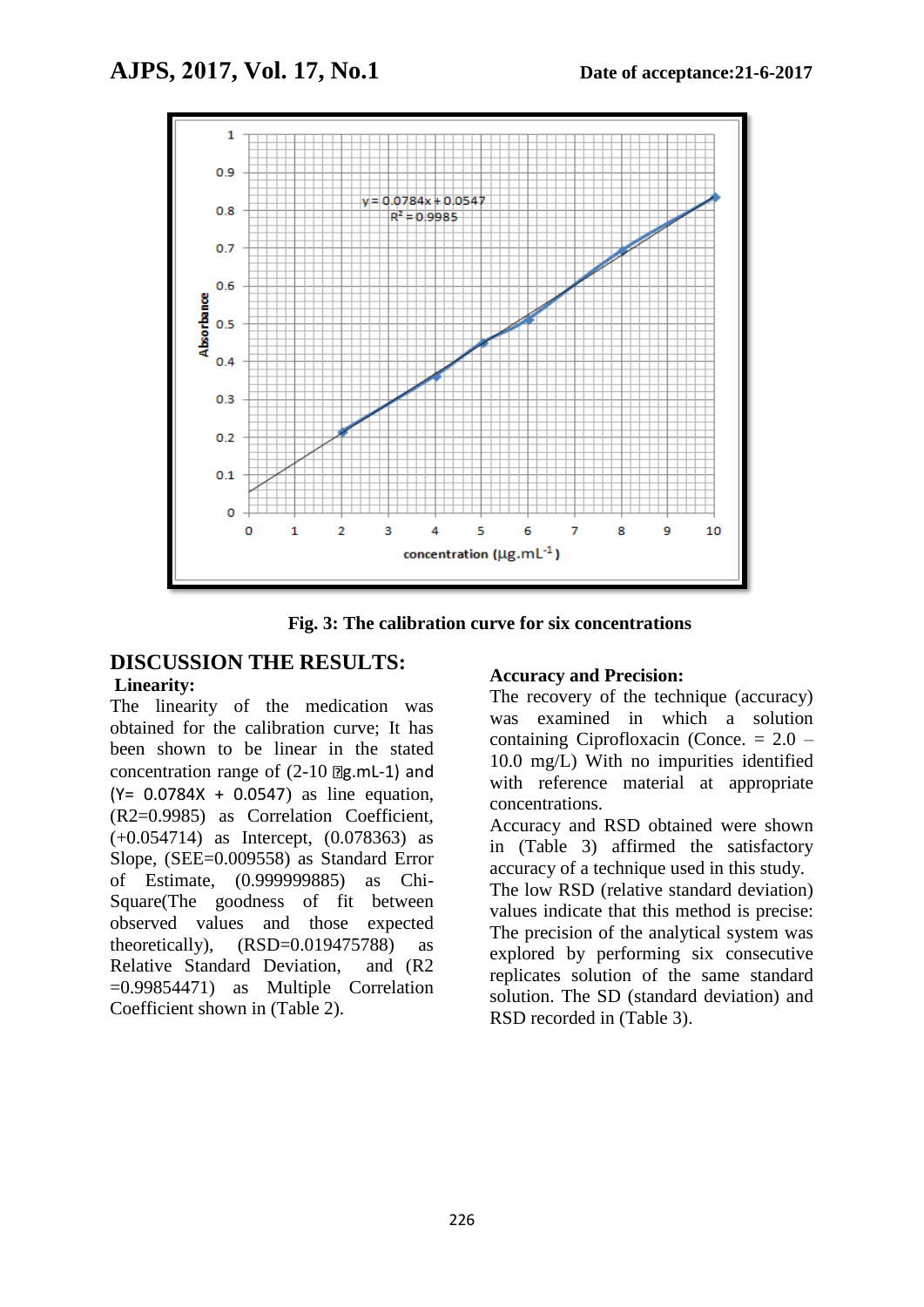Fig. 3: The calibration curve for six concentrations

## DISCUSSION THE RESULTS:

### Linearity:

The linearity of the medication was obtained for the calibration curve; It has been shown to be linear in the stated concentration range of (2-10 µg.mL-1) and (Y= 0.0784X + 0.0547) as line equation, (R2=0.9985) as Correlation Coefficient, (+0.054714) as Intercept, (0.078363) as Slope, (SEE=0.009558) as Standard Error of Estimate, (0.999999885) as Chi-Square(The goodness of fit between observed values and those expected theoretically), (RSD=0.019475788) as Relative Standard Deviation, and (R2 =0.99854471) as Multiple Correlation Coefficient shown in (Table 2).

### Accuracy and Precision:

The recovery of the technique (accuracy) was examined in which a solution containing Ciprofloxacin (Conce. = 2.0 – 10.0 mg/L) With no impurities identified with reference material at appropriate concentrations.

Accuracy and RSD obtained were shown in (Table 3) affirmed the satisfactory accuracy of a technique used in this study.

The low RSD (relative standard deviation) values indicate that this method is precise:

The precision of the analytical system was explored by performing six consecutive replicates solution of the same standard solution. The SD (standard deviation) and RSD recorded in (Table 3).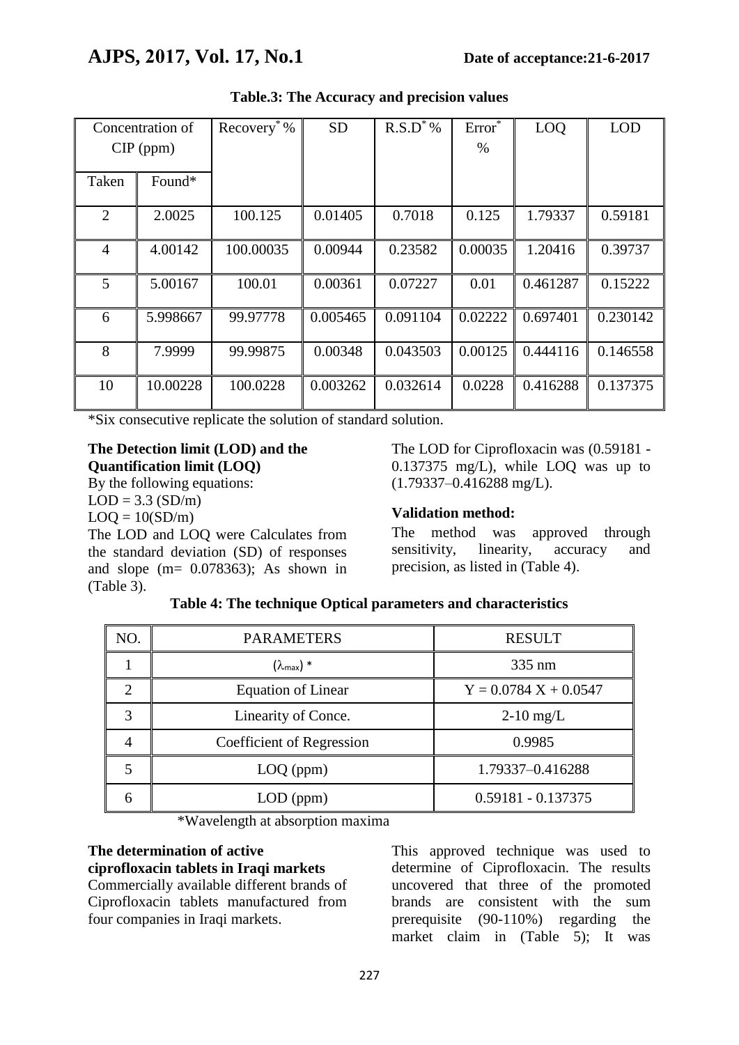**Table.3: The Accuracy and precision values**

| Concentration of CIP (ppm) | | Recovery* % | SD | R.S.D* % | Error* % | LOQ | LOD |
|---|---|---|---|---|---|---|---|
| Taken | Found* | | | | | | |
| 2 | 2.0025 | 100.125 | 0.01405 | 0.7018 | 0.125 | 1.79337 | 0.59181 |
| 4 | 4.00142 | 100.00035 | 0.00944 | 0.23582 | 0.00035 | 1.20416 | 0.39737 |
| 5 | 5.00167 | 100.01 | 0.00361 | 0.07227 | 0.01 | 0.461287 | 0.15222 |
| 6 | 5.998667 | 99.97778 | 0.005465 | 0.091104 | 0.02222 | 0.697401 | 0.230142 |
| 8 | 7.9999 | 99.99875 | 0.00348 | 0.043503 | 0.00125 | 0.444116 | 0.146558 |
| 10 | 10.00228 | 100.0228 | 0.003262 | 0.032614 | 0.0228 | 0.416288 | 0.137375 |

*Six consecutive replicate the solution of standard solution.

**The Detection limit (LOD) and the Quantification limit (LOQ)**

By the following equations:

$LOD = 3.3\,(SD/m)$

$LOQ = 10(SD/m)$

The LOD and LOQ were Calculates from the standard deviation (SD) of responses and slope (m= 0.078363); As shown in (Table 3).

The LOD for Ciprofloxacin was (0.59181 - 0.137375 mg/L), while LOQ was up to (1.79337–0.416288 mg/L).

**Validation method:**

The method was approved through sensitivity, linearity, accuracy and precision, as listed in (Table 4).

**Table 4: The technique Optical parameters and characteristics**

| NO. | PARAMETERS | RESULT |
|---|---|---|
| 1 | ($\lambda_{max}$) * | 335 nm |
| 2 | Equation of Linear | $Y = 0.0784\,X + 0.0547$ |
| 3 | Linearity of Conce. | 2-10 mg/L |
| 4 | Coefficient of Regression | 0.9985 |
| 5 | LOQ (ppm) | 1.79337–0.416288 |
| 6 | LOD (ppm) | 0.59181 - 0.137375 |

*Wavelength at absorption maxima

**The determination of active ciprofloxacin tablets in Iraqi markets**

Commercially available different brands of Ciprofloxacin tablets manufactured from four companies in Iraqi markets.

This approved technique was used to determine of Ciprofloxacin. The results uncovered that three of the promoted brands are consistent with the sum prerequisite (90-110%) regarding the market claim in (Table 5); It was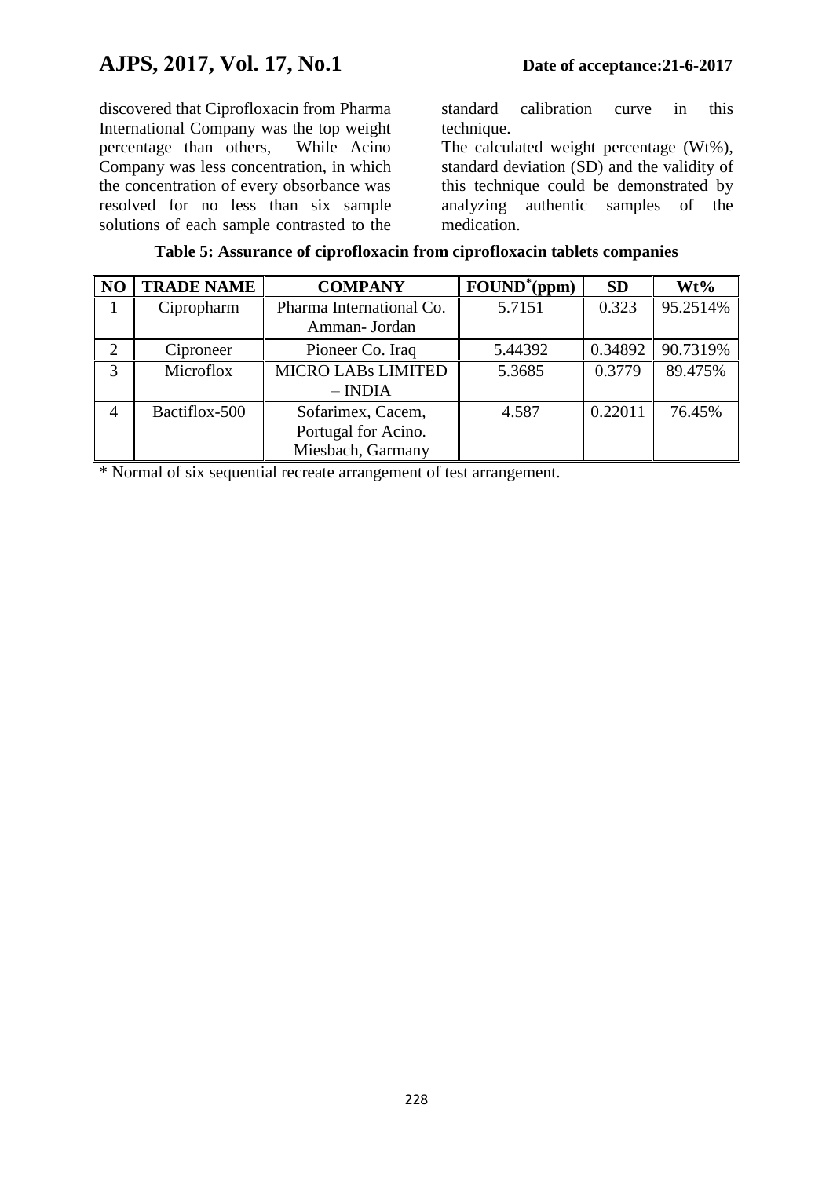discovered that Ciprofloxacin from Pharma International Company was the top weight percentage than others, While Acino Company was less concentration, in which the concentration of every obsorbance was resolved for no less than six sample solutions of each sample contrasted to the standard calibration curve in this technique.

The calculated weight percentage (Wt%), standard deviation (SD) and the validity of this technique could be demonstrated by analyzing authentic samples of the medication.

**Table 5: Assurance of ciprofloxacin from ciprofloxacin tablets companies**

| NO | TRADE NAME | COMPANY | FOUND*(ppm) | SD | Wt% |
|---|---|---|---|---|---|
| 1 | Cipropharm | Pharma International Co. Amman- Jordan | 5.7151 | 0.323 | 95.2514% |
| 2 | Ciproneer | Pioneer Co. Iraq | 5.44392 | 0.34892 | 90.7319% |
| 3 | Microflox | MICRO LABs LIMITED – INDIA | 5.3685 | 0.3779 | 89.475% |
| 4 | Bactiflox-500 | Sofarimex, Cacem, Portugal for Acino. Miesbach, Garmany | 4.587 | 0.22011 | 76.45% |

* Normal of six sequential recreate arrangement of test arrangement.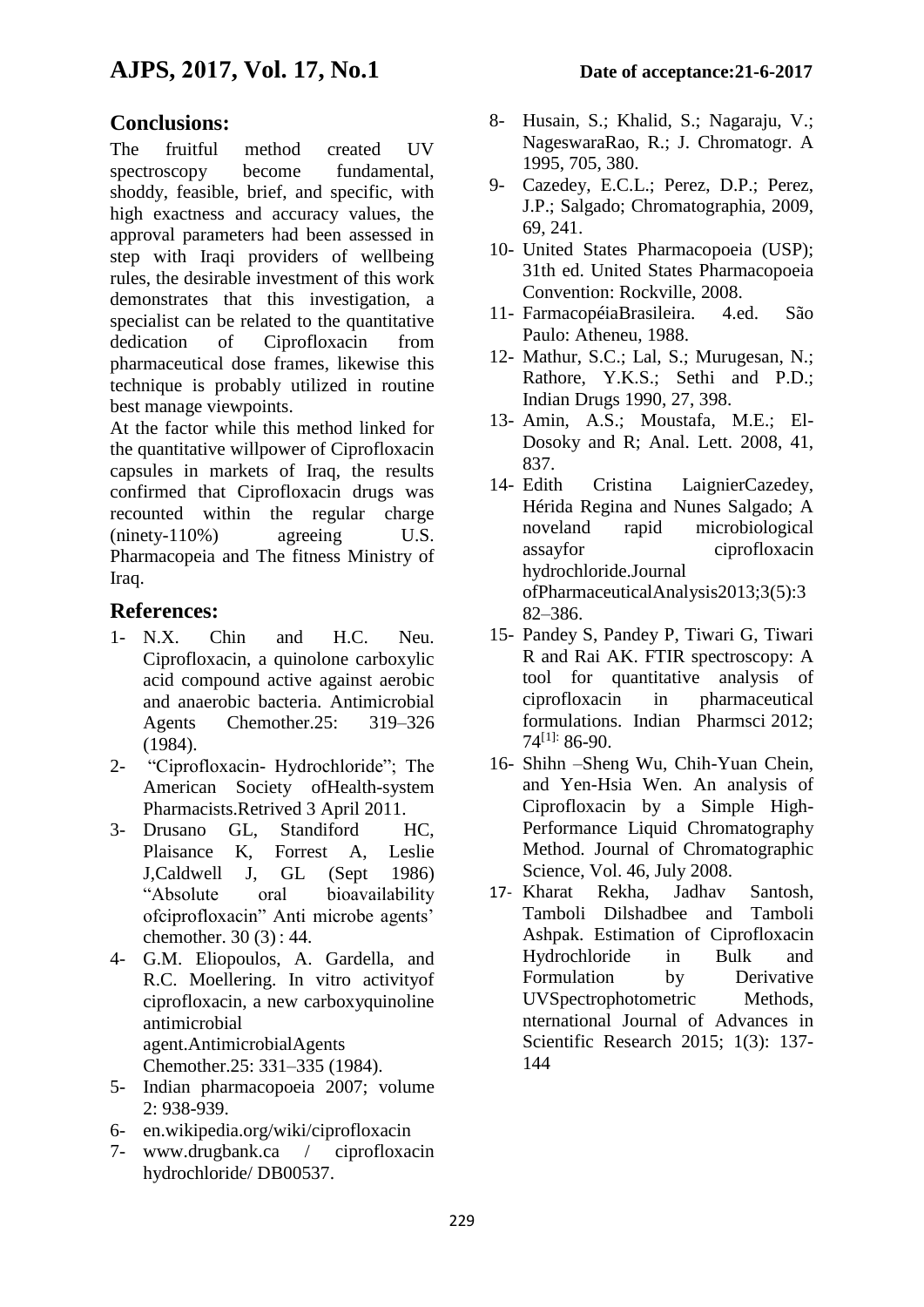## Conclusions:

The fruitful method created UV spectroscopy become fundamental, shoddy, feasible, brief, and specific, with high exactness and accuracy values, the approval parameters had been assessed in step with Iraqi providers of wellbeing rules, the desirable investment of this work demonstrates that this investigation, a specialist can be related to the quantitative dedication of Ciprofloxacin from pharmaceutical dose frames, likewise this technique is probably utilized in routine best manage viewpoints.

At the factor while this method linked for the quantitative willpower of Ciprofloxacin capsules in markets of Iraq, the results confirmed that Ciprofloxacin drugs was recounted within the regular charge (ninety-110%) agreeing U.S. Pharmacopeia and The fitness Ministry of Iraq.

## References:

1- N.X. Chin and H.C. Neu. Ciprofloxacin, a quinolone carboxylic acid compound active against aerobic and anaerobic bacteria. Antimicrobial Agents Chemother.25: 319–326 (1984).

2- "Ciprofloxacin- Hydrochloride"; The American Society ofHealth-system Pharmacists.Retrived 3 April 2011.

3- Drusano GL, Standiford HC, Plaisance K, Forrest A, Leslie J,Caldwell J, GL (Sept 1986) "Absolute oral bioavailability ofciprofloxacin" Anti microbe agents' chemother. 30 (3) : 44.

4- G.M. Eliopoulos, A. Gardella, and R.C. Moellering. In vitro activityof ciprofloxacin, a new carboxyquinoline antimicrobial agent.AntimicrobialAgents Chemother.25: 331–335 (1984).

5- Indian pharmacopoeia 2007; volume 2: 938-939.

6- en.wikipedia.org/wiki/ciprofloxacin

7- www.drugbank.ca / ciprofloxacin hydrochloride/ DB00537.

8- Husain, S.; Khalid, S.; Nagaraju, V.; NageswaraRao, R.; J. Chromatogr. A 1995, 705, 380.

9- Cazedey, E.C.L.; Perez, D.P.; Perez, J.P.; Salgado; Chromatographia, 2009, 69, 241.

10- United States Pharmacopoeia (USP); 31th ed. United States Pharmacopoeia Convention: Rockville, 2008.

11- FarmacopéiaBrasileira. 4.ed. São Paulo: Atheneu, 1988.

12- Mathur, S.C.; Lal, S.; Murugesan, N.; Rathore, Y.K.S.; Sethi and P.D.; Indian Drugs 1990, 27, 398.

13- Amin, A.S.; Moustafa, M.E.; El-Dosoky and R; Anal. Lett. 2008, 41, 837.

14- Edith Cristina LaignierCazedey, Hérida Regina and Nunes Salgado; A noveland rapid microbiological assayfor ciprofloxacin hydrochloride.Journal ofPharmaceuticalAnalysis2013;3(5):382–386.

15- Pandey S, Pandey P, Tiwari G, Tiwari R and Rai AK. FTIR spectroscopy: A tool for quantitative analysis of ciprofloxacin in pharmaceutical formulations. Indian Pharmsci 2012; 74[1]: 86-90.

16- Shihn –Sheng Wu, Chih-Yuan Chein, and Yen-Hsia Wen. An analysis of Ciprofloxacin by a Simple High-Performance Liquid Chromatography Method. Journal of Chromatographic Science, Vol. 46, July 2008.

17- Kharat Rekha, Jadhav Santosh, Tamboli Dilshadbee and Tamboli Ashpak. Estimation of Ciprofloxacin Hydrochloride in Bulk and Formulation by Derivative UVSpectrophotometric Methods, nternational Journal of Advances in Scientific Research 2015; 1(3): 137-144